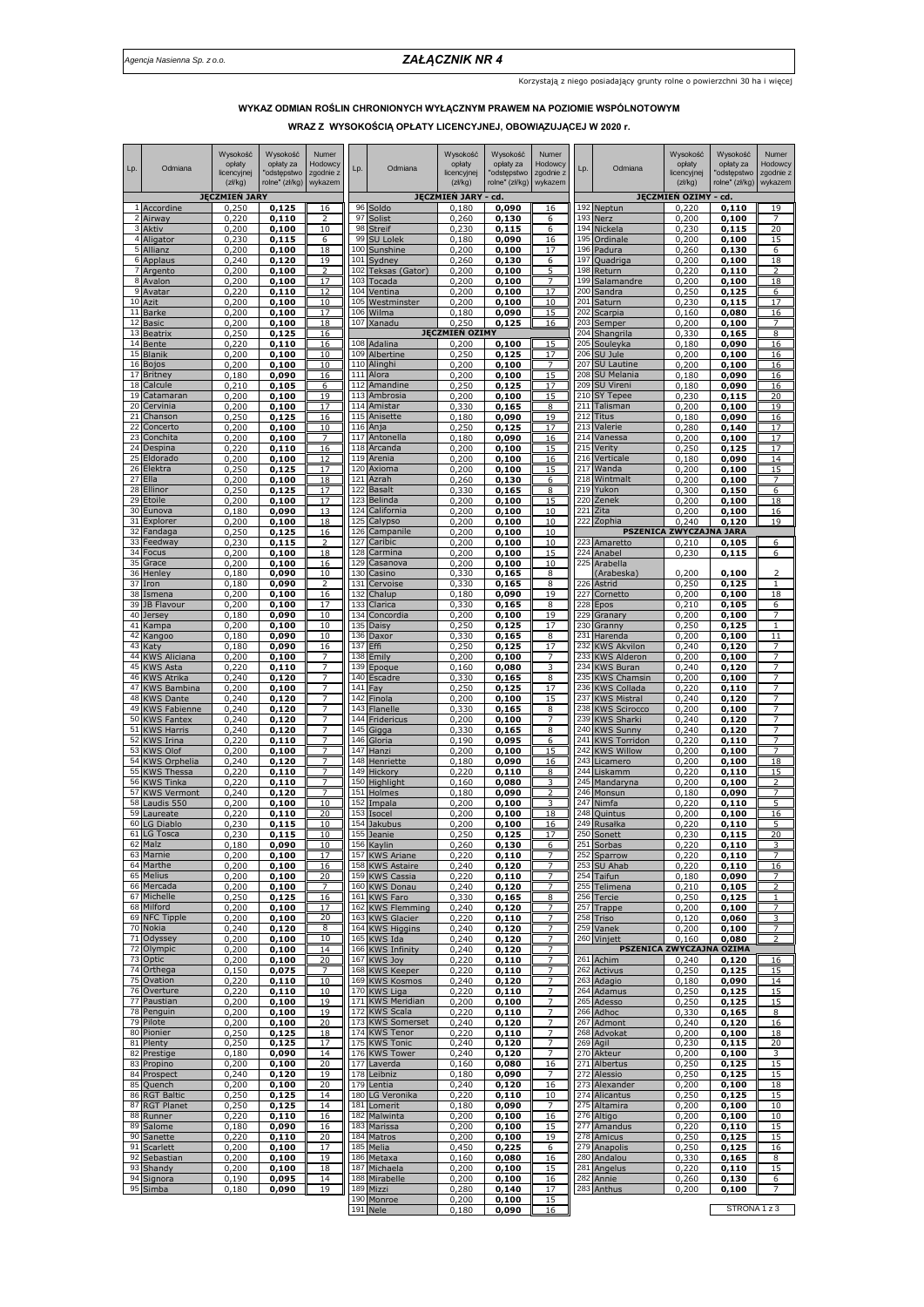*Agencja Nasienna Sp. z o.o.*

## *ZAŁĄCZNIK NR 4*

Korzystają z niego posiadający grunty rolne o powierzchni 30 ha i więcej

### WYKAZ ODMIAN ROŚLIN CHRONIONYCH WYŁĄCZNYM PRAWEM NA POZIOMIE WSPÓLNOTOWYM

### WRAZ Z WYSOKOŚCIĄ OPŁATY LICENCYJNEJ, OBOWIĄZUJĄCEJ W 2020 r.

| Lp. | Odmiana | Wysokość opłaty licencyjnej (zł/kg) | Wysokość opłaty za "odstępstwo rolne" (zł/kg) | Numer Hodowcy zgodnie z wykazem |
|---|---|---|---|---|
| | **JĘCZMIEŃ JARY** | | | |
| 1 | Accordine | 0,250 | **0,125** | 16 |
| 2 | Airway | 0,220 | **0,110** | 2 |
| 3 | Aktiv | 0,200 | **0,100** | 10 |
| 4 | Aligator | 0,230 | **0,115** | 6 |
| 5 | Allianz | 0,200 | **0,100** | 18 |
| 6 | Applaus | 0,240 | **0,120** | 19 |
| 7 | Argento | 0,200 | **0,100** | 2 |
| 8 | Avalon | 0,200 | **0,100** | 17 |
| 9 | Avatar | 0,220 | **0,110** | 12 |
| 10 | Azit | 0,200 | **0,100** | 10 |
| 11 | Barke | 0,200 | **0,100** | 17 |
| 12 | Basic | 0,200 | **0,100** | 18 |
| 13 | Beatrix | 0,250 | **0,125** | 16 |
| 14 | Bente | 0,220 | **0,110** | 16 |
| 15 | Blanik | 0,200 | **0,100** | 10 |
| 16 | Bojos | 0,200 | **0,100** | 10 |
| 17 | Britney | 0,180 | **0,090** | 16 |
| 18 | Calcule | 0,210 | **0,105** | 6 |
| 19 | Catamaran | 0,200 | **0,100** | 19 |
| 20 | Cervinia | 0,200 | **0,100** | 17 |
| 21 | Chanson | 0,250 | **0,125** | 16 |
| 22 | Concerto | 0,200 | **0,100** | 10 |
| 23 | Conchita | 0,200 | **0,100** | 7 |
| 24 | Despina | 0,220 | **0,110** | 16 |
| 25 | Eldorado | 0,200 | **0,100** | 12 |
| 26 | Elektra | 0,250 | **0,125** | 17 |
| 27 | Ella | 0,200 | **0,100** | 18 |
| 28 | Ellinor | 0,250 | **0,125** | 17 |
| 29 | Etoile | 0,200 | **0,100** | 17 |
| 30 | Eunova | 0,180 | **0,090** | 13 |
| 31 | Explorer | 0,200 | **0,100** | 18 |
| 32 | Fandaga | 0,250 | **0,125** | 16 |
| 33 | Feedway | 0,230 | **0,115** | 2 |
| 34 | Focus | 0,200 | **0,100** | 18 |
| 35 | Grace | 0,200 | **0,100** | 16 |
| 36 | Henley | 0,180 | **0,090** | 10 |
| 37 | Iron | 0,180 | **0,090** | 2 |
| 38 | Ismena | 0,200 | **0,100** | 16 |
| 39 | JB Flavour | 0,200 | **0,100** | 17 |
| 40 | Jersey | 0,180 | **0,090** | 10 |
| 41 | Kampa | 0,200 | **0,100** | 10 |
| 42 | Kangoo | 0,180 | **0,090** | 10 |
| 43 | Katy | 0,180 | **0,090** | 16 |
| 44 | KWS Aliciana | 0,200 | **0,100** | 7 |
| 45 | KWS Asta | 0,220 | **0,110** | 7 |
| 46 | KWS Atrika | 0,240 | **0,120** | 7 |
| 47 | KWS Bambina | 0,200 | **0,100** | 7 |
| 48 | KWS Dante | 0,240 | **0,120** | 7 |
| 49 | KWS Fabienne | 0,240 | **0,120** | 7 |
| 50 | KWS Fantex | 0,240 | **0,120** | 7 |
| 51 | KWS Harris | 0,240 | **0,120** | 7 |
| 52 | KWS Irina | 0,220 | **0,110** | 7 |
| 53 | KWS Olof | 0,200 | **0,100** | 7 |
| 54 | KWS Orphelia | 0,240 | **0,120** | 7 |
| 55 | KWS Thessa | 0,220 | **0,110** | 7 |
| 56 | KWS Tinka | 0,220 | **0,110** | 7 |
| 57 | KWS Vermont | 0,240 | **0,120** | 7 |
| 58 | Laudis 550 | 0,200 | **0,100** | 10 |
| 59 | Laureate | 0,220 | **0,110** | 20 |
| 60 | LG Diablo | 0,230 | **0,115** | 10 |
| 61 | LG Tosca | 0,230 | **0,115** | 10 |
| 62 | Malz | 0,180 | **0,090** | 10 |
| 63 | Marnie | 0,200 | **0,100** | 17 |
| 64 | Marthe | 0,200 | **0,100** | 16 |
| 65 | Melius | 0,200 | **0,100** | 20 |
| 66 | Mercada | 0,200 | **0,100** | 7 |
| 67 | Michelle | 0,250 | **0,125** | 16 |
| 68 | Milford | 0,200 | **0,100** | 17 |
| 69 | NFC Tipple | 0,200 | **0,100** | 20 |
| 70 | Nokia | 0,240 | **0,120** | 8 |
| 71 | Odyssey | 0,200 | **0,100** | 10 |
| 72 | Olympic | 0,200 | **0,100** | 14 |
| 73 | Optic | 0,200 | **0,100** | 20 |
| 74 | Orthega | 0,150 | **0,075** | 7 |
| 75 | Ovation | 0,220 | **0,110** | 10 |
| 76 | Overture | 0,220 | **0,110** | 10 |
| 77 | Paustian | 0,200 | **0,100** | 19 |
| 78 | Penguin | 0,200 | **0,100** | 19 |
| 79 | Pilote | 0,200 | **0,100** | 20 |
| 80 | Pionier | 0,250 | **0,125** | 18 |
| 81 | Plenty | 0,250 | **0,125** | 17 |
| 82 | Prestige | 0,180 | **0,090** | 14 |
| 83 | Propino | 0,200 | **0,100** | 20 |
| 84 | Prospect | 0,240 | **0,120** | 19 |
| 85 | Quench | 0,200 | **0,100** | 20 |
| 86 | RGT Baltic | 0,250 | **0,125** | 14 |
| 87 | RGT Planet | 0,250 | **0,125** | 14 |
| 88 | Runner | 0,220 | **0,110** | 16 |
| 89 | Salome | 0,180 | **0,090** | 16 |
| 90 | Sanette | 0,220 | **0,110** | 20 |
| 91 | Scarlett | 0,200 | **0,100** | 17 |
| 92 | Sebastian | 0,200 | **0,100** | 19 |
| 93 | Shandy | 0,200 | **0,100** | 18 |
| 94 | Signora | 0,190 | **0,095** | 14 |
| 95 | Simba | 0,180 | **0,090** | 19 |
| | **JĘCZMIEŃ JARY - cd.** | | | |
| 96 | Soldo | 0,180 | **0,090** | 16 |
| 97 | Solist | 0,260 | **0,130** | 6 |
| 98 | Streif | 0,230 | **0,115** | 6 |
| 99 | SU Lolek | 0,180 | **0,090** | 16 |
| 100 | Sunshine | 0,200 | **0,100** | 17 |
| 101 | Sydney | 0,260 | **0,130** | 6 |
| 102 | Teksas (Gator) | 0,200 | **0,100** | 5 |
| 103 | Tocada | 0,200 | **0,100** | 7 |
| 104 | Ventina | 0,200 | **0,100** | 17 |
| 105 | Westminster | 0,200 | **0,100** | 10 |
| 106 | Wilma | 0,180 | **0,090** | 15 |
| 107 | Xanadu | 0,250 | **0,125** | 16 |
| | **JĘCZMIEŃ OZIMY** | | | |
| 108 | Adalina | 0,200 | **0,100** | 15 |
| 109 | Albertine | 0,250 | **0,125** | 17 |
| 110 | Alinghi | 0,200 | **0,100** | 7 |
| 111 | Alora | 0,200 | **0,100** | 15 |
| 112 | Amandine | 0,250 | **0,125** | 17 |
| 113 | Ambrosia | 0,200 | **0,100** | 15 |
| 114 | Amistar | 0,330 | **0,165** | 8 |
| 115 | Anisette | 0,180 | **0,090** | 19 |
| 116 | Anja | 0,250 | **0,125** | 17 |
| 117 | Antonella | 0,180 | **0,090** | 16 |
| 118 | Arcanda | 0,200 | **0,100** | 15 |
| 119 | Arenia | 0,200 | **0,100** | 16 |
| 120 | Axioma | 0,200 | **0,100** | 15 |
| 121 | Azrah | 0,260 | **0,130** | 6 |
| 122 | Basalt | 0,330 | **0,165** | 8 |
| 123 | Belinda | 0,200 | **0,100** | 15 |
| 124 | California | 0,200 | **0,100** | 10 |
| 125 | Calypso | 0,200 | **0,100** | 10 |
| 126 | Campanile | 0,200 | **0,100** | 10 |
| 127 | Caribic | 0,200 | **0,100** | 10 |
| 128 | Carmina | 0,200 | **0,100** | 15 |
| 129 | Casanova | 0,200 | **0,100** | 10 |
| 130 | Casino | 0,330 | **0,165** | 8 |
| 131 | Cervoise | 0,330 | **0,165** | 8 |
| 132 | Chalup | 0,180 | **0,090** | 19 |
| 133 | Clarica | 0,330 | **0,165** | 8 |
| 134 | Concordia | 0,200 | **0,100** | 19 |
| 135 | Daisy | 0,250 | **0,125** | 17 |
| 136 | Daxor | 0,330 | **0,165** | 8 |
| 137 | Effi | 0,250 | **0,125** | 17 |
| 138 | Emily | 0,200 | **0,100** | 7 |
| 139 | Epoque | 0,160 | **0,080** | 3 |
| 140 | Escadre | 0,330 | **0,165** | 8 |
| 141 | Fay | 0,250 | **0,125** | 17 |
| 142 | Finola | 0,200 | **0,100** | 15 |
| 143 | Flanelle | 0,330 | **0,165** | 8 |
| 144 | Fridericus | 0,200 | **0,100** | 7 |
| 145 | Gigga | 0,330 | **0,165** | 8 |
| 146 | Gloria | 0,190 | **0,095** | 6 |
| 147 | Hanzi | 0,200 | **0,100** | 15 |
| 148 | Henriette | 0,180 | **0,090** | 16 |
| 149 | Hickory | 0,220 | **0,110** | 8 |
| 150 | Highlight | 0,160 | **0,080** | 3 |
| 151 | Holmes | 0,180 | **0,090** | 2 |
| 152 | Impala | 0,200 | **0,100** | 3 |
| 153 | Isocel | 0,200 | **0,100** | 18 |
| 154 | Jakubus | 0,200 | **0,100** | 16 |
| 155 | Jeanie | 0,250 | **0,125** | 17 |
| 156 | Kaylin | 0,260 | **0,130** | 6 |
| 157 | KWS Ariane | 0,220 | **0,110** | 7 |
| 158 | KWS Astaire | 0,240 | **0,120** | 7 |
| 159 | KWS Cassia | 0,220 | **0,110** | 7 |
| 160 | KWS Donau | 0,240 | **0,120** | 7 |
| 161 | KWS Faro | 0,330 | **0,165** | 8 |
| 162 | KWS Flemming | 0,240 | **0,120** | 7 |
| 163 | KWS Glacier | 0,220 | **0,110** | 7 |
| 164 | KWS Higgins | 0,240 | **0,120** | 7 |
| 165 | KWS Ida | 0,240 | **0,120** | 7 |
| 166 | KWS Infinity | 0,240 | **0,120** | 7 |
| 167 | KWS Joy | 0,220 | **0,110** | 7 |
| 168 | KWS Keeper | 0,220 | **0,110** | 7 |
| 169 | KWS Kosmos | 0,240 | **0,120** | 7 |
| 170 | KWS Liga | 0,220 | **0,110** | 7 |
| 171 | KWS Meridian | 0,200 | **0,100** | 7 |
| 172 | KWS Scala | 0,220 | **0,110** | 7 |
| 173 | KWS Somerset | 0,240 | **0,120** | 7 |
| 174 | KWS Tenor | 0,220 | **0,110** | 7 |
| 175 | KWS Tonic | 0,240 | **0,120** | 7 |
| 176 | KWS Tower | 0,240 | **0,120** | 7 |
| 177 | Laverda | 0,160 | **0,080** | 16 |
| 178 | Leibniz | 0,180 | **0,090** | 7 |
| 179 | Lentia | 0,240 | **0,120** | 16 |
| 180 | LG Veronika | 0,220 | **0,110** | 10 |
| 181 | Lomerit | 0,180 | **0,090** | 7 |
| 182 | Malwinta | 0,200 | **0,100** | 16 |
| 183 | Marissa | 0,200 | **0,100** | 15 |
| 184 | Matros | 0,200 | **0,100** | 19 |
| 185 | Melia | 0,450 | **0,225** | 6 |
| 186 | Metaxa | 0,160 | **0,080** | 16 |
| 187 | Michaela | 0,200 | **0,100** | 15 |
| 188 | Mirabelle | 0,200 | **0,100** | 16 |
| 189 | Mizzi | 0,280 | **0,140** | 17 |
| 190 | Monroe | 0,200 | **0,100** | 15 |
| 191 | Nele | 0,180 | **0,090** | 16 |
| | **JĘCZMIEŃ OZIMY - cd.** | | | |
| 192 | Neptun | 0,220 | **0,110** | 19 |
| 193 | Nerz | 0,200 | **0,100** | 7 |
| 194 | Nickela | 0,230 | **0,115** | 20 |
| 195 | Ordinale | 0,200 | **0,100** | 15 |
| 196 | Padura | 0,260 | **0,130** | 6 |
| 197 | Quadriga | 0,200 | **0,100** | 18 |
| 198 | Return | 0,220 | **0,110** | 2 |
| 199 | Salamandre | 0,200 | **0,100** | 18 |
| 200 | Sandra | 0,250 | **0,125** | 6 |
| 201 | Saturn | 0,230 | **0,115** | 17 |
| 202 | Scarpia | 0,160 | **0,080** | 16 |
| 203 | Semper | 0,200 | **0,100** | 7 |
| 204 | Shangrila | 0,330 | **0,165** | 8 |
| 205 | Souleyka | 0,180 | **0,090** | 16 |
| 206 | SU Jule | 0,200 | **0,100** | 16 |
| 207 | SU Lautine | 0,200 | **0,100** | 16 |
| 208 | SU Melania | 0,180 | **0,090** | 16 |
| 209 | SU Vireni | 0,180 | **0,090** | 16 |
| 210 | SY Tepee | 0,230 | **0,115** | 20 |
| 211 | Talisman | 0,200 | **0,100** | 19 |
| 212 | Titus | 0,180 | **0,090** | 16 |
| 213 | Valerie | 0,280 | **0,140** | 17 |
| 214 | Vanessa | 0,200 | **0,100** | 17 |
| 215 | Verity | 0,250 | **0,125** | 17 |
| 216 | Verticale | 0,180 | **0,090** | 14 |
| 217 | Wanda | 0,200 | **0,100** | 15 |
| 218 | Wintmalt | 0,200 | **0,100** | 7 |
| 219 | Yukon | 0,300 | **0,150** | 6 |
| 220 | Zenek | 0,200 | **0,100** | 18 |
| 221 | Zita | 0,200 | **0,100** | 16 |
| 222 | Zophia | 0,240 | **0,120** | 19 |
| | **PSZENICA ZWYCZAJNA JARA** | | | |
| 223 | Amaretto | 0,210 | **0,105** | 6 |
| 224 | Anabel | 0,230 | **0,115** | 6 |
| 225 | Arabella (Arabeska) | 0,200 | **0,100** | 2 |
| 226 | Astrid | 0,250 | **0,125** | 1 |
| 227 | Cornetto | 0,200 | **0,100** | 18 |
| 228 | Epos | 0,210 | **0,105** | 6 |
| 229 | Granary | 0,200 | **0,100** | 7 |
| 230 | Granny | 0,250 | **0,125** | 1 |
| 231 | Harenda | 0,200 | **0,100** | 11 |
| 232 | KWS Akvilon | 0,240 | **0,120** | 7 |
| 233 | KWS Alderon | 0,200 | **0,100** | 7 |
| 234 | KWS Buran | 0,240 | **0,120** | 7 |
| 235 | KWS Chamsin | 0,200 | **0,100** | 7 |
| 236 | KWS Collada | 0,220 | **0,110** | 7 |
| 237 | KWS Mistral | 0,240 | **0,120** | 7 |
| 238 | KWS Scirocco | 0,200 | **0,100** | 7 |
| 239 | KWS Sharki | 0,240 | **0,120** | 7 |
| 240 | KWS Sunny | 0,240 | **0,120** | 7 |
| 241 | KWS Torridon | 0,220 | **0,110** | 7 |
| 242 | KWS Willow | 0,200 | **0,100** | 7 |
| 243 | Licamero | 0,200 | **0,100** | 18 |
| 244 | Liskamm | 0,220 | **0,110** | 15 |
| 245 | Mandaryna | 0,200 | **0,100** | 2 |
| 246 | Monsun | 0,180 | **0,090** | 7 |
| 247 | Nimfa | 0,220 | **0,110** | 5 |
| 248 | Quintus | 0,200 | **0,100** | 16 |
| 249 | Rusałka | 0,220 | **0,110** | 5 |
| 250 | Sonett | 0,230 | **0,115** | 20 |
| 251 | Sorbas | 0,220 | **0,110** | 3 |
| 252 | Sparrow | 0,220 | **0,110** | 7 |
| 253 | SU Ahab | 0,220 | **0,110** | 16 |
| 254 | Taifun | 0,180 | **0,090** | 7 |
| 255 | Telimena | 0,210 | **0,105** | 2 |
| 256 | Tercie | 0,250 | **0,125** | 1 |
| 257 | Trappe | 0,200 | **0,100** | 7 |
| 258 | Triso | 0,120 | **0,060** | 3 |
| 259 | Vanek | 0,200 | **0,100** | 7 |
| 260 | Vinjett | 0,160 | **0,080** | 2 |
| | **PSZENICA ZWYCZAJNA OZIMA** | | | |
| 261 | Achim | 0,240 | **0,120** | 16 |
| 262 | Activus | 0,250 | **0,125** | 15 |
| 263 | Adagio | 0,180 | **0,090** | 14 |
| 264 | Adamus | 0,250 | **0,125** | 15 |
| 265 | Adesso | 0,250 | **0,125** | 15 |
| 266 | Adhoc | 0,330 | **0,165** | 8 |
| 267 | Admont | 0,240 | **0,120** | 16 |
| 268 | Advokat | 0,200 | **0,100** | 18 |
| 269 | Agil | 0,230 | **0,115** | 20 |
| 270 | Akteur | 0,200 | **0,100** | 3 |
| 271 | Albertus | 0,250 | **0,125** | 15 |
| 272 | Alessio | 0,250 | **0,125** | 15 |
| 273 | Alexander | 0,200 | **0,100** | 18 |
| 274 | Alicantus | 0,250 | **0,125** | 15 |
| 275 | Altamira | 0,200 | **0,100** | 10 |
| 276 | Altigo | 0,200 | **0,100** | 10 |
| 277 | Amandus | 0,220 | **0,110** | 15 |
| 278 | Amicus | 0,250 | **0,125** | 15 |
| 279 | Anapolis | 0,250 | **0,125** | 16 |
| 280 | Andalou | 0,330 | **0,165** | 8 |
| 281 | Angelus | 0,220 | **0,110** | 15 |
| 282 | Annie | 0,260 | **0,130** | 6 |
| 283 | Anthus | 0,200 | **0,100** | 7 |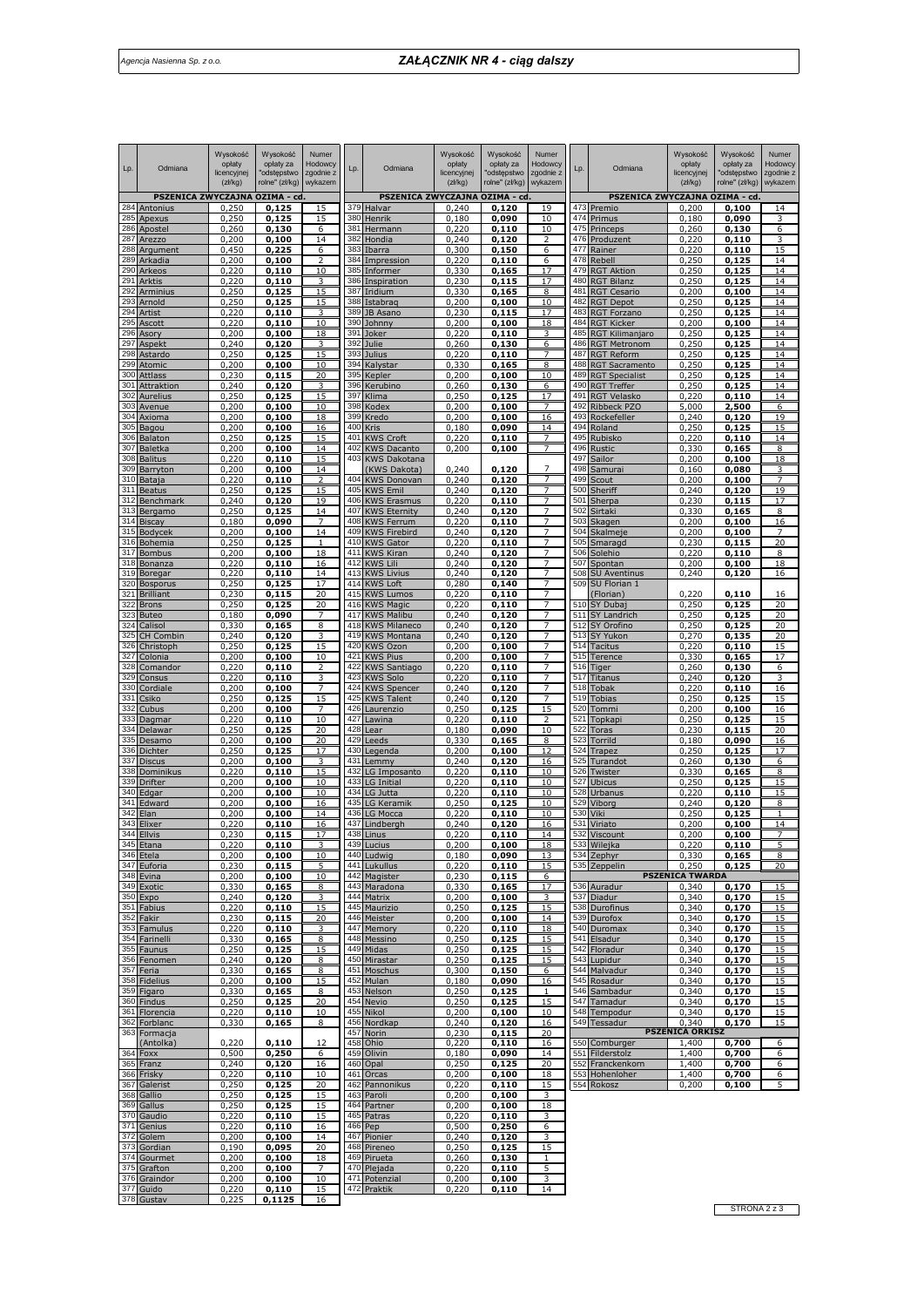## ZAŁĄCZNIK NR 4 - ciąg dalszy

| Lp. | Odmiana | Wysokość opłaty licencyjnej (zł/kg) | Wysokość opłaty za "odstępstwo rolne" (zł/kg) | Numer Hodowcy zgodnie z wykazem |
|---|---|---|---|---|
| **PSZENICA ZWYCZAJNA OZIMA - cd.** | | | | |
| 284 | Antonius | 0,250 | 0,125 | 15 |
| 285 | Apexus | 0,250 | 0,125 | 15 |
| 286 | Apostel | 0,260 | 0,130 | 6 |
| 287 | Arezzo | 0,200 | 0,100 | 14 |
| 288 | Argument | 0,450 | 0,225 | 6 |
| 289 | Arkadia | 0,200 | 0,100 | 2 |
| 290 | Arkeos | 0,220 | 0,110 | 10 |
| 291 | Arktis | 0,220 | 0,110 | 3 |
| 292 | Arminius | 0,250 | 0,125 | 15 |
| 293 | Arnold | 0,250 | 0,125 | 15 |
| 294 | Artist | 0,220 | 0,110 | 3 |
| 295 | Ascott | 0,220 | 0,110 | 10 |
| 296 | Asory | 0,200 | 0,100 | 18 |
| 297 | Aspekt | 0,240 | 0,120 | 3 |
| 298 | Astardo | 0,250 | 0,125 | 15 |
| 299 | Atomic | 0,200 | 0,100 | 10 |
| 300 | Attlass | 0,230 | 0,115 | 20 |
| 301 | Attraktion | 0,240 | 0,120 | 3 |
| 302 | Aurelius | 0,250 | 0,125 | 15 |
| 303 | Avenue | 0,200 | 0,100 | 10 |
| 304 | Axioma | 0,200 | 0,100 | 18 |
| 305 | Bagou | 0,200 | 0,100 | 16 |
| 306 | Balaton | 0,250 | 0,125 | 15 |
| 307 | Baletka | 0,200 | 0,100 | 14 |
| 308 | Balitus | 0,220 | 0,110 | 15 |
| 309 | Barryton | 0,200 | 0,100 | 14 |
| 310 | Bataja | 0,220 | 0,110 | 2 |
| 311 | Beatus | 0,250 | 0,125 | 15 |
| 312 | Benchmark | 0,240 | 0,120 | 19 |
| 313 | Bergamo | 0,250 | 0,125 | 14 |
| 314 | Biscay | 0,180 | 0,090 | 7 |
| 315 | Bodycek | 0,200 | 0,100 | 14 |
| 316 | Bohemia | 0,250 | 0,125 | 1 |
| 317 | Bombus | 0,200 | 0,100 | 18 |
| 318 | Bonanza | 0,220 | 0,110 | 16 |
| 319 | Boregar | 0,220 | 0,110 | 14 |
| 320 | Bosporus | 0,250 | 0,125 | 17 |
| 321 | Brilliant | 0,230 | 0,115 | 20 |
| 322 | Brons | 0,250 | 0,125 | 20 |
| 323 | Buteo | 0,180 | 0,090 | 7 |
| 324 | Calisol | 0,330 | 0,165 | 8 |
| 325 | CH Combin | 0,240 | 0,120 | 3 |
| 326 | Christoph | 0,250 | 0,125 | 15 |
| 327 | Colonia | 0,200 | 0,100 | 10 |
| 328 | Comandor | 0,220 | 0,110 | 2 |
| 329 | Consus | 0,220 | 0,110 | 3 |
| 330 | Cordiale | 0,200 | 0,100 | 7 |
| 331 | Csiko | 0,250 | 0,125 | 15 |
| 332 | Cubus | 0,200 | 0,100 | 7 |
| 333 | Dagmar | 0,220 | 0,110 | 10 |
| 334 | Delawar | 0,250 | 0,125 | 20 |
| 335 | Desamo | 0,200 | 0,100 | 20 |
| 336 | Dichter | 0,250 | 0,125 | 17 |
| 337 | Discus | 0,200 | 0,100 | 3 |
| 338 | Dominikus | 0,220 | 0,110 | 15 |
| 339 | Drifter | 0,200 | 0,100 | 10 |
| 340 | Edgar | 0,200 | 0,100 | 10 |
| 341 | Edward | 0,200 | 0,100 | 16 |
| 342 | Elan | 0,200 | 0,100 | 14 |
| 343 | Elixer | 0,220 | 0,110 | 16 |
| 344 | Ellvis | 0,230 | 0,115 | 17 |
| 345 | Etana | 0,220 | 0,110 | 3 |
| 346 | Etela | 0,200 | 0,100 | 10 |
| 347 | Euforia | 0,230 | 0,115 | 5 |
| 348 | Evina | 0,200 | 0,100 | 10 |
| 349 | Exotic | 0,330 | 0,165 | 8 |
| 350 | Expo | 0,240 | 0,120 | 3 |
| 351 | Fabius | 0,220 | 0,110 | 15 |
| 352 | Fakir | 0,230 | 0,115 | 20 |
| 353 | Famulus | 0,220 | 0,110 | 3 |
| 354 | Farinelli | 0,330 | 0,165 | 8 |
| 355 | Faunus | 0,250 | 0,125 | 15 |
| 356 | Fenomen | 0,240 | 0,120 | 8 |
| 357 | Feria | 0,330 | 0,165 | 8 |
| 358 | Fidelius | 0,200 | 0,100 | 15 |
| 359 | Figaro | 0,330 | 0,165 | 8 |
| 360 | Findus | 0,250 | 0,125 | 20 |
| 361 | Florencia | 0,220 | 0,110 | 10 |
| 362 | Forblanc | 0,330 | 0,165 | 8 |
| 363 | Formacja (Antolka) | 0,220 | 0,110 | 12 |
| 364 | Foxx | 0,500 | 0,250 | 6 |
| 365 | Franz | 0,240 | 0,120 | 16 |
| 366 | Frisky | 0,220 | 0,110 | 10 |
| 367 | Galerist | 0,250 | 0,125 | 20 |
| 368 | Gallio | 0,250 | 0,125 | 15 |
| 369 | Gallus | 0,250 | 0,125 | 15 |
| 370 | Gaudio | 0,220 | 0,110 | 15 |
| 371 | Genius | 0,220 | 0,110 | 16 |
| 372 | Golem | 0,200 | 0,100 | 14 |
| 373 | Gordian | 0,190 | 0,095 | 20 |
| 374 | Gourmet | 0,200 | 0,100 | 18 |
| 375 | Grafton | 0,200 | 0,100 | 7 |
| 376 | Graindor | 0,200 | 0,100 | 10 |
| 377 | Guido | 0,220 | 0,110 | 15 |
| 378 | Gustav | 0,225 | 0,1125 | 16 |
| 379 | Halvar | 0,240 | 0,120 | 19 |
| 380 | Henrik | 0,180 | 0,090 | 10 |
| 381 | Hermann | 0,220 | 0,110 | 10 |
| 382 | Hondia | 0,240 | 0,120 | 2 |
| 383 | Ibarra | 0,300 | 0,150 | 6 |
| 384 | Impression | 0,220 | 0,110 | 6 |
| 385 | Informer | 0,330 | 0,165 | 17 |
| 386 | Inspiration | 0,230 | 0,115 | 17 |
| 387 | Iridium | 0,330 | 0,165 | 8 |
| 388 | Istabraq | 0,200 | 0,100 | 10 |
| 389 | JB Asano | 0,230 | 0,115 | 17 |
| 390 | Johnny | 0,200 | 0,100 | 18 |
| 391 | Joker | 0,220 | 0,110 | 3 |
| 392 | Julie | 0,260 | 0,130 | 6 |
| 393 | Julius | 0,220 | 0,110 | 7 |
| 394 | Kalystar | 0,330 | 0,165 | 8 |
| 395 | Kepler | 0,200 | 0,100 | 10 |
| 396 | Kerubino | 0,260 | 0,130 | 6 |
| 397 | Klima | 0,250 | 0,125 | 17 |
| 398 | Kodex | 0,200 | 0,100 | 7 |
| 399 | Kredo | 0,200 | 0,100 | 16 |
| 400 | Kris | 0,180 | 0,090 | 14 |
| 401 | KWS Croft | 0,220 | 0,110 | 7 |
| 402 | KWS Dacanto | 0,200 | 0,100 | 7 |
| 403 | KWS Dakotana (KWS Dakota) | 0,240 | 0,120 | 7 |
| 404 | KWS Donovan | 0,240 | 0,120 | 7 |
| 405 | KWS Emil | 0,240 | 0,120 | 7 |
| 406 | KWS Erasmus | 0,220 | 0,110 | 7 |
| 407 | KWS Eternity | 0,240 | 0,120 | 7 |
| 408 | KWS Ferrum | 0,220 | 0,110 | 7 |
| 409 | KWS Firebird | 0,240 | 0,120 | 7 |
| 410 | KWS Gator | 0,220 | 0,110 | 7 |
| 411 | KWS Kiran | 0,240 | 0,120 | 7 |
| 412 | KWS Lili | 0,240 | 0,120 | 7 |
| 413 | KWS Livius | 0,240 | 0,120 | 7 |
| 414 | KWS Loft | 0,280 | 0,140 | 7 |
| 415 | KWS Lumos | 0,220 | 0,110 | 7 |
| 416 | KWS Magic | 0,220 | 0,110 | 7 |
| 417 | KWS Malibu | 0,240 | 0,120 | 7 |
| 418 | KWS Milaneco | 0,240 | 0,120 | 7 |
| 419 | KWS Montana | 0,240 | 0,120 | 7 |
| 420 | KWS Ozon | 0,200 | 0,100 | 7 |
| 421 | KWS Pius | 0,200 | 0,100 | 7 |
| 422 | KWS Santiago | 0,220 | 0,110 | 7 |
| 423 | KWS Solo | 0,220 | 0,110 | 7 |
| 424 | KWS Spencer | 0,240 | 0,120 | 7 |
| 425 | KWS Talent | 0,240 | 0,120 | 7 |
| 426 | Laurenzio | 0,250 | 0,125 | 15 |
| 427 | Lawina | 0,220 | 0,110 | 2 |
| 428 | Lear | 0,180 | 0,090 | 10 |
| 429 | Leeds | 0,330 | 0,165 | 8 |
| 430 | Legenda | 0,200 | 0,100 | 12 |
| 431 | Lemmy | 0,240 | 0,120 | 16 |
| 432 | LG Imposanto | 0,220 | 0,110 | 10 |
| 433 | LG Initial | 0,220 | 0,110 | 10 |
| 434 | LG Jutta | 0,220 | 0,110 | 10 |
| 435 | LG Keramik | 0,250 | 0,125 | 10 |
| 436 | LG Mocca | 0,220 | 0,110 | 10 |
| 437 | Lindbergh | 0,240 | 0,120 | 16 |
| 438 | Linus | 0,220 | 0,110 | 14 |
| 439 | Lucius | 0,200 | 0,100 | 18 |
| 440 | Ludwig | 0,180 | 0,090 | 13 |
| 441 | Lukullus | 0,220 | 0,110 | 15 |
| 442 | Magister | 0,230 | 0,115 | 6 |
| 443 | Maradona | 0,330 | 0,165 | 17 |
| 444 | Matrix | 0,200 | 0,100 | 3 |
| 445 | Maurizio | 0,250 | 0,125 | 15 |
| 446 | Meister | 0,200 | 0,100 | 14 |
| 447 | Memory | 0,220 | 0,110 | 18 |
| 448 | Messino | 0,250 | 0,125 | 15 |
| 449 | Midas | 0,250 | 0,125 | 15 |
| 450 | Mirastar | 0,250 | 0,125 | 15 |
| 451 | Moschus | 0,300 | 0,150 | 6 |
| 452 | Mulan | 0,180 | 0,090 | 16 |
| 453 | Nelson | 0,250 | 0,125 | 1 |
| 454 | Nevio | 0,250 | 0,125 | 15 |
| 455 | Nikol | 0,200 | 0,100 | 10 |
| 456 | Nordkap | 0,240 | 0,120 | 16 |
| 457 | Norin | 0,230 | 0,115 | 20 |
| 458 | Ohio | 0,220 | 0,110 | 16 |
| 459 | Olivin | 0,180 | 0,090 | 14 |
| 460 | Opal | 0,250 | 0,125 | 20 |
| 461 | Orcas | 0,200 | 0,100 | 18 |
| 462 | Pannonikus | 0,220 | 0,110 | 15 |
| 463 | Paroli | 0,200 | 0,100 | 3 |
| 464 | Partner | 0,200 | 0,100 | 18 |
| 465 | Patras | 0,220 | 0,110 | 3 |
| 466 | Pep | 0,500 | 0,250 | 6 |
| 467 | Pionier | 0,240 | 0,120 | 3 |
| 468 | Pireneo | 0,250 | 0,125 | 15 |
| 469 | Pirueta | 0,260 | 0,130 | 1 |
| 470 | Plejada | 0,220 | 0,110 | 5 |
| 471 | Potenzial | 0,200 | 0,100 | 3 |
| 472 | Praktik | 0,220 | 0,110 | 14 |
| 473 | Premio | 0,200 | 0,100 | 14 |
| 474 | Primus | 0,180 | 0,090 | 3 |
| 475 | Princeps | 0,260 | 0,130 | 6 |
| 476 | Produzent | 0,220 | 0,110 | 3 |
| 477 | Rainer | 0,220 | 0,110 | 15 |
| 478 | Rebell | 0,250 | 0,125 | 14 |
| 479 | RGT Aktion | 0,250 | 0,125 | 14 |
| 480 | RGT Bilanz | 0,250 | 0,125 | 14 |
| 481 | RGT Cesario | 0,200 | 0,100 | 14 |
| 482 | RGT Depot | 0,250 | 0,125 | 14 |
| 483 | RGT Forzano | 0,250 | 0,125 | 14 |
| 484 | RGT Kicker | 0,200 | 0,100 | 14 |
| 485 | RGT Kilimanjaro | 0,250 | 0,125 | 14 |
| 486 | RGT Metronom | 0,250 | 0,125 | 14 |
| 487 | RGT Reform | 0,250 | 0,125 | 14 |
| 488 | RGT Sacramento | 0,250 | 0,125 | 14 |
| 489 | RGT Specialist | 0,250 | 0,125 | 14 |
| 490 | RGT Treffer | 0,250 | 0,125 | 14 |
| 491 | RGT Velasko | 0,220 | 0,110 | 14 |
| 492 | Ribbeck PZO | 5,000 | 2,500 | 6 |
| 493 | Rockefeller | 0,240 | 0,120 | 19 |
| 494 | Roland | 0,250 | 0,125 | 15 |
| 495 | Rubisko | 0,220 | 0,110 | 14 |
| 496 | Rustic | 0,330 | 0,165 | 8 |
| 497 | Sailor | 0,200 | 0,100 | 18 |
| 498 | Samurai | 0,160 | 0,080 | 3 |
| 499 | Scout | 0,200 | 0,100 | 7 |
| 500 | Sheriff | 0,240 | 0,120 | 19 |
| 501 | Sherpa | 0,230 | 0,115 | 17 |
| 502 | Sirtaki | 0,330 | 0,165 | 8 |
| 503 | Skagen | 0,200 | 0,100 | 16 |
| 504 | Skalmeje | 0,200 | 0,100 | 7 |
| 505 | Smaragd | 0,230 | 0,115 | 20 |
| 506 | Solehio | 0,220 | 0,110 | 8 |
| 507 | Spontan | 0,200 | 0,100 | 18 |
| 508 | SU Aventinus | 0,240 | 0,120 | 16 |
| 509 | SU Florian 1 (Florian) | 0,220 | 0,110 | 16 |
| 510 | SY Dubaj | 0,250 | 0,125 | 20 |
| 511 | SY Landrich | 0,250 | 0,125 | 20 |
| 512 | SY Orofino | 0,250 | 0,125 | 20 |
| 513 | SY Yukon | 0,270 | 0,135 | 20 |
| 514 | Tacitus | 0,220 | 0,110 | 15 |
| 515 | Terence | 0,330 | 0,165 | 17 |
| 516 | Tiger | 0,260 | 0,130 | 6 |
| 517 | Titanus | 0,240 | 0,120 | 3 |
| 518 | Tobak | 0,220 | 0,110 | 16 |
| 519 | Tobias | 0,250 | 0,125 | 15 |
| 520 | Tommi | 0,200 | 0,100 | 16 |
| 521 | Topkapi | 0,250 | 0,125 | 15 |
| 522 | Toras | 0,230 | 0,115 | 20 |
| 523 | Torrild | 0,180 | 0,090 | 16 |
| 524 | Trapez | 0,250 | 0,125 | 17 |
| 525 | Turandot | 0,260 | 0,130 | 6 |
| 526 | Twister | 0,330 | 0,165 | 8 |
| 527 | Ubicus | 0,250 | 0,125 | 15 |
| 528 | Urbanus | 0,220 | 0,110 | 15 |
| 529 | Viborg | 0,240 | 0,120 | 8 |
| 530 | Viki | 0,250 | 0,125 | 1 |
| 531 | Viriato | 0,200 | 0,100 | 14 |
| 532 | Viscount | 0,200 | 0,100 | 7 |
| 533 | Wilejka | 0,220 | 0,110 | 5 |
| 534 | Zephyr | 0,330 | 0,165 | 8 |
| 535 | Zeppelin | 0,250 | 0,125 | 20 |
| **PSZENICA TWARDA** | | | | |
| 536 | Auradur | 0,340 | 0,170 | 15 |
| 537 | Diadur | 0,340 | 0,170 | 15 |
| 538 | Durofinus | 0,340 | 0,170 | 15 |
| 539 | Durofox | 0,340 | 0,170 | 15 |
| 540 | Duromax | 0,340 | 0,170 | 15 |
| 541 | Elsadur | 0,340 | 0,170 | 15 |
| 542 | Floradur | 0,340 | 0,170 | 15 |
| 543 | Lupidur | 0,340 | 0,170 | 15 |
| 544 | Malvadur | 0,340 | 0,170 | 15 |
| 545 | Rosadur | 0,340 | 0,170 | 15 |
| 546 | Sambadur | 0,340 | 0,170 | 15 |
| 547 | Tamadur | 0,340 | 0,170 | 15 |
| 548 | Tempodur | 0,340 | 0,170 | 15 |
| 549 | Tessadur | 0,340 | 0,170 | 15 |
| **PSZENICA ORKISZ** | | | | |
| 550 | Comburger | 1,400 | 0,700 | 6 |
| 551 | Filderstolz | 1,400 | 0,700 | 6 |
| 552 | Franckenkorn | 1,400 | 0,700 | 6 |
| 553 | Hohenloher | 1,400 | 0,700 | 6 |
| 554 | Rokosz | 0,200 | 0,100 | 5 |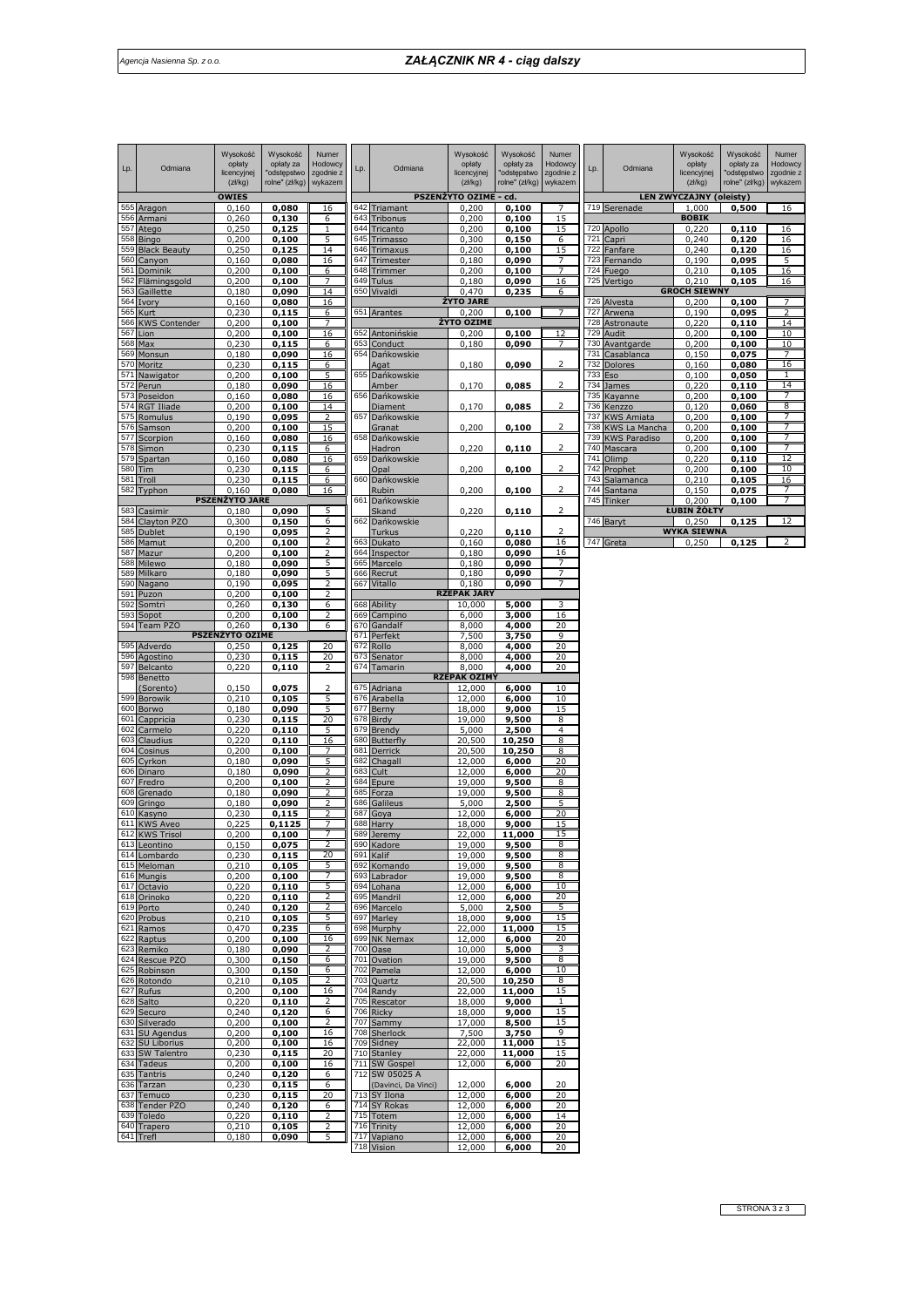*Agencja Nasienna Sp. z o.o.*

## *ZAŁĄCZNIK NR 4 - ciąg dalszy*

| Lp. | Odmiana | Wysokość opłaty licencyjnej (zł/kg) | Wysokość opłaty za "odstępstwo rolne" (zł/kg) | Numer Hodowcy zgodnie z wykazem |
|---|---|---|---|---|
| | **OWIES** | | | |
| 555 | Aragon | 0,160 | **0,080** | 16 |
| 556 | Armani | 0,260 | **0,130** | 6 |
| 557 | Atego | 0,250 | **0,125** | 1 |
| 558 | Bingo | 0,200 | **0,100** | 5 |
| 559 | Black Beauty | 0,250 | **0,125** | 14 |
| 560 | Canyon | 0,160 | **0,080** | 16 |
| 561 | Dominik | 0,200 | **0,100** | 6 |
| 562 | Flämingsgold | 0,200 | **0,100** | 7 |
| 563 | Gaillette | 0,180 | **0,090** | 14 |
| 564 | Ivory | 0,160 | **0,080** | 16 |
| 565 | Kurt | 0,230 | **0,115** | 6 |
| 566 | KWS Contender | 0,200 | **0,100** | 7 |
| 567 | Lion | 0,200 | **0,100** | 16 |
| 568 | Max | 0,230 | **0,115** | 6 |
| 569 | Monsun | 0,180 | **0,090** | 16 |
| 570 | Moritz | 0,230 | **0,115** | 6 |
| 571 | Nawigator | 0,200 | **0,100** | 5 |
| 572 | Perun | 0,180 | **0,090** | 16 |
| 573 | Poseidon | 0,160 | **0,080** | 16 |
| 574 | RGT Iliade | 0,200 | **0,100** | 14 |
| 575 | Romulus | 0,190 | **0,095** | 2 |
| 576 | Samson | 0,200 | **0,100** | 15 |
| 577 | Scorpion | 0,160 | **0,080** | 16 |
| 578 | Simon | 0,230 | **0,115** | 6 |
| 579 | Spartan | 0,160 | **0,080** | 16 |
| 580 | Tim | 0,230 | **0,115** | 6 |
| 581 | Troll | 0,230 | **0,115** | 6 |
| 582 | Typhon | 0,160 | **0,080** | 16 |
| | **PSZENŻYTO JARE** | | | |
| 583 | Casimir | 0,180 | **0,090** | 5 |
| 584 | Clayton PZO | 0,300 | **0,150** | 6 |
| 585 | Dublet | 0,190 | **0,095** | 2 |
| 586 | Mamut | 0,200 | **0,100** | 2 |
| 587 | Mazur | 0,200 | **0,100** | 2 |
| 588 | Milewo | 0,180 | **0,090** | 5 |
| 589 | Milkaro | 0,180 | **0,090** | 5 |
| 590 | Nagano | 0,190 | **0,095** | 2 |
| 591 | Puzon | 0,200 | **0,100** | 2 |
| 592 | Somtri | 0,260 | **0,130** | 6 |
| 593 | Sopot | 0,200 | **0,100** | 2 |
| 594 | Team PZO | 0,260 | **0,130** | 6 |
| | **PSZENŻYTO OZIME** | | | |
| 595 | Adverdo | 0,250 | **0,125** | 20 |
| 596 | Agostino | 0,230 | **0,115** | 20 |
| 597 | Belcanto | 0,220 | **0,110** | 2 |
| 598 | Benetto (Sorento) | 0,150 | **0,075** | 2 |
| 599 | Borowik | 0,210 | **0,105** | 5 |
| 600 | Borwo | 0,180 | **0,090** | 5 |
| 601 | Cappricia | 0,230 | **0,115** | 20 |
| 602 | Carmelo | 0,220 | **0,110** | 5 |
| 603 | Claudius | 0,220 | **0,110** | 16 |
| 604 | Cosinus | 0,200 | **0,100** | 7 |
| 605 | Cyrkon | 0,180 | **0,090** | 5 |
| 606 | Dinaro | 0,180 | **0,090** | 2 |
| 607 | Fredro | 0,200 | **0,100** | 2 |
| 608 | Grenado | 0,180 | **0,090** | 2 |
| 609 | Gringo | 0,180 | **0,090** | 2 |
| 610 | Kasyno | 0,230 | **0,115** | 2 |
| 611 | KWS Aveo | 0,225 | **0,1125** | 7 |
| 612 | KWS Trisol | 0,200 | **0,100** | 7 |
| 613 | Leontino | 0,150 | **0,075** | 2 |
| 614 | Lombardo | 0,230 | **0,115** | 20 |
| 615 | Meloman | 0,210 | **0,105** | 5 |
| 616 | Mungis | 0,200 | **0,100** | 7 |
| 617 | Octavio | 0,220 | **0,110** | 5 |
| 618 | Orinoko | 0,220 | **0,110** | 2 |
| 619 | Porto | 0,240 | **0,120** | 2 |
| 620 | Probus | 0,210 | **0,105** | 5 |
| 621 | Ramos | 0,470 | **0,235** | 6 |
| 622 | Raptus | 0,200 | **0,100** | 16 |
| 623 | Remiko | 0,180 | **0,090** | 2 |
| 624 | Rescue PZO | 0,300 | **0,150** | 6 |
| 625 | Robinson | 0,300 | **0,150** | 6 |
| 626 | Rotondo | 0,210 | **0,105** | 2 |
| 627 | Rufus | 0,200 | **0,100** | 16 |
| 628 | Salto | 0,220 | **0,110** | 2 |
| 629 | Securo | 0,240 | **0,120** | 6 |
| 630 | Silverado | 0,200 | **0,100** | 2 |
| 631 | SU Agendus | 0,200 | **0,100** | 16 |
| 632 | SU Liborius | 0,200 | **0,100** | 16 |
| 633 | SW Talentro | 0,230 | **0,115** | 20 |
| 634 | Tadeus | 0,200 | **0,100** | 16 |
| 635 | Tantris | 0,240 | **0,120** | 6 |
| 636 | Tarzan | 0,230 | **0,115** | 6 |
| 637 | Temuco | 0,230 | **0,115** | 20 |
| 638 | Tender PZO | 0,240 | **0,120** | 6 |
| 639 | Toledo | 0,220 | **0,110** | 2 |
| 640 | Trapero | 0,210 | **0,105** | 2 |
| 641 | Trefl | 0,180 | **0,090** | 5 |
| | **PSZENŻYTO OZIME - cd.** | | | |
| 642 | Triamant | 0,200 | **0,100** | 7 |
| 643 | Tribonus | 0,200 | **0,100** | 15 |
| 644 | Tricanto | 0,200 | **0,100** | 15 |
| 645 | Trimasso | 0,300 | **0,150** | 6 |
| 646 | Trimaxus | 0,200 | **0,100** | 15 |
| 647 | Trimester | 0,180 | **0,090** | 7 |
| 648 | Trimmer | 0,200 | **0,100** | 7 |
| 649 | Tulus | 0,180 | **0,090** | 16 |
| 650 | Vivaldi | 0,470 | **0,235** | 6 |
| | **ŻYTO JARE** | | | |
| 651 | Arantes | 0,200 | **0,100** | 7 |
| | **ŻYTO OZIME** | | | |
| 652 | Antonińskie | 0,200 | **0,100** | 12 |
| 653 | Conduct | 0,180 | **0,090** | 7 |
| 654 | Dańkowskie Agat | 0,180 | **0,090** | 2 |
| 655 | Dańkowskie Amber | 0,170 | **0,085** | 2 |
| 656 | Dańkowskie Diament | 0,170 | **0,085** | 2 |
| 657 | Dańkowskie Granat | 0,200 | **0,100** | 2 |
| 658 | Dańkowskie Hadron | 0,220 | **0,110** | 2 |
| 659 | Dańkowskie Opal | 0,200 | **0,100** | 2 |
| 660 | Dańkowskie Rubin | 0,200 | **0,100** | 2 |
| 661 | Dańkowskie Skand | 0,220 | **0,110** | 2 |
| 662 | Dańkowskie Turkus | 0,220 | **0,110** | 2 |
| 663 | Dukato | 0,160 | **0,080** | 16 |
| 664 | Inspector | 0,180 | **0,090** | 16 |
| 665 | Marcelo | 0,180 | **0,090** | 7 |
| 666 | Recrut | 0,180 | **0,090** | 7 |
| 667 | Vitallo | 0,180 | **0,090** | 7 |
| | **RZEPAK JARY** | | | |
| 668 | Ability | 10,000 | **5,000** | 3 |
| 669 | Campino | 6,000 | **3,000** | 16 |
| 670 | Gandalf | 8,000 | **4,000** | 20 |
| 671 | Perfekt | 7,500 | **3,750** | 9 |
| 672 | Rollo | 8,000 | **4,000** | 20 |
| 673 | Senator | 8,000 | **4,000** | 20 |
| 674 | Tamarin | 8,000 | **4,000** | 20 |
| | **RZEPAK OZIMY** | | | |
| 675 | Adriana | 12,000 | **6,000** | 10 |
| 676 | Arabella | 12,000 | **6,000** | 10 |
| 677 | Berny | 18,000 | **9,000** | 15 |
| 678 | Birdy | 19,000 | **9,500** | 8 |
| 679 | Brendy | 5,000 | **2,500** | 4 |
| 680 | Butterfly | 20,500 | **10,250** | 8 |
| 681 | Derrick | 20,500 | **10,250** | 8 |
| 682 | Chagall | 12,000 | **6,000** | 20 |
| 683 | Cult | 12,000 | **6,000** | 20 |
| 684 | Epure | 19,000 | **9,500** | 8 |
| 685 | Forza | 19,000 | **9,500** | 8 |
| 686 | Galileus | 5,000 | **2,500** | 5 |
| 687 | Goya | 12,000 | **6,000** | 20 |
| 688 | Harry | 18,000 | **9,000** | 15 |
| 689 | Jeremy | 22,000 | **11,000** | 15 |
| 690 | Kadore | 19,000 | **9,500** | 8 |
| 691 | Kalif | 19,000 | **9,500** | 8 |
| 692 | Komando | 19,000 | **9,500** | 8 |
| 693 | Labrador | 19,000 | **9,500** | 8 |
| 694 | Lohana | 12,000 | **6,000** | 10 |
| 695 | Mandril | 12,000 | **6,000** | 20 |
| 696 | Marcelo | 5,000 | **2,500** | 5 |
| 697 | Marley | 18,000 | **9,000** | 15 |
| 698 | Murphy | 22,000 | **11,000** | 15 |
| 699 | NK Nemax | 12,000 | **6,000** | 20 |
| 700 | Oase | 10,000 | **5,000** | 3 |
| 701 | Ovation | 19,000 | **9,500** | 8 |
| 702 | Pamela | 12,000 | **6,000** | 10 |
| 703 | Quartz | 20,500 | **10,250** | 8 |
| 704 | Randy | 22,000 | **11,000** | 15 |
| 705 | Rescator | 18,000 | **9,000** | 1 |
| 706 | Ricky | 18,000 | **9,000** | 15 |
| 707 | Sammy | 17,000 | **8,500** | 15 |
| 708 | Sherlock | 7,500 | **3,750** | 9 |
| 709 | Sidney | 22,000 | **11,000** | 15 |
| 710 | Stanley | 22,000 | **11,000** | 15 |
| 711 | SW Gospel | 12,000 | **6,000** | 20 |
| 712 | SW 05025 A (Davinci, Da Vinci) | 12,000 | **6,000** | 20 |
| 713 | SY Ilona | 12,000 | **6,000** | 20 |
| 714 | SY Rokas | 12,000 | **6,000** | 20 |
| 715 | Totem | 12,000 | **6,000** | 14 |
| 716 | Trinity | 12,000 | **6,000** | 20 |
| 717 | Vapiano | 12,000 | **6,000** | 20 |
| 718 | Vision | 12,000 | **6,000** | 20 |
| | **LEN ZWYCZAJNY (oleisty)** | | | |
| 719 | Serenade | 1,000 | **0,500** | 16 |
| | **BOBIK** | | | |
| 720 | Apollo | 0,220 | **0,110** | 16 |
| 721 | Capri | 0,240 | **0,120** | 16 |
| 722 | Fanfare | 0,240 | **0,120** | 16 |
| 723 | Fernando | 0,190 | **0,095** | 5 |
| 724 | Fuego | 0,210 | **0,105** | 16 |
| 725 | Vertigo | 0,210 | **0,105** | 16 |
| | **GROCH SIEWNY** | | | |
| 726 | Alvesta | 0,200 | **0,100** | 7 |
| 727 | Arwena | 0,190 | **0,095** | 2 |
| 728 | Astronaute | 0,220 | **0,110** | 14 |
| 729 | Audit | 0,200 | **0,100** | 10 |
| 730 | Avantgarde | 0,200 | **0,100** | 10 |
| 731 | Casablanca | 0,150 | **0,075** | 7 |
| 732 | Dolores | 0,160 | **0,080** | 16 |
| 733 | Eso | 0,100 | **0,050** | 1 |
| 734 | James | 0,220 | **0,110** | 14 |
| 735 | Kayanne | 0,200 | **0,100** | 7 |
| 736 | Kenzzo | 0,120 | **0,060** | 8 |
| 737 | KWS Amiata | 0,200 | **0,100** | 7 |
| 738 | KWS La Mancha | 0,200 | **0,100** | 7 |
| 739 | KWS Paradiso | 0,200 | **0,100** | 7 |
| 740 | Mascara | 0,200 | **0,100** | 7 |
| 741 | Olimp | 0,220 | **0,110** | 12 |
| 742 | Prophet | 0,200 | **0,100** | 10 |
| 743 | Salamanca | 0,210 | **0,105** | 16 |
| 744 | Santana | 0,150 | **0,075** | 7 |
| 745 | Tinker | 0,200 | **0,100** | 7 |
| | **ŁUBIN ŻÓŁTY** | | | |
| 746 | Baryt | 0,250 | **0,125** | 12 |
| | **WYKA SIEWNA** | | | |
| 747 | Greta | 0,250 | **0,125** | 2 |